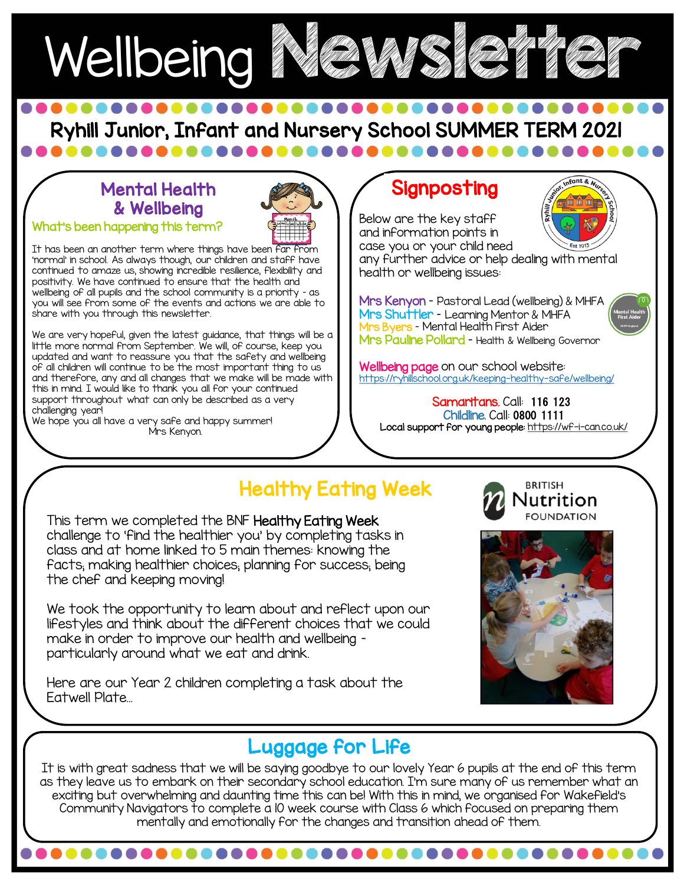# Wellbeing Newsletter

## Ryhill Junior, Infant and Nursery School SUMMER TERM 2021

### Mental Health & Wellbeing

**What's been happening this term?**

It has been an another term where things have been far from 'normal' in school. As always though, our children and staff have continued to amaze us, showing incredible resilience, flexibility and positivity. We have continued to ensure that the health and wellbeing of all pupils and the school community is a priority - as you will see from some of the events and actions we are able to share with you through this newsletter.

We are very hopeful, given the latest guidance, that things will be a little more normal from September. We will, of course, keep you updated and want to reassure you that the safety and wellbeing of all children will continue to be the most important thing to us and therefore, any and all changes that we make will be made with this in mind. I would like to thank you all for your continued support throughout what can only be described as a very challenging year!

We hope you all have a very safe and happy summer!

Mrs Kenyon.

### Signposting

Below are the key staff and information points in case you or your child need any further advice or help dealing with mental health or wellbeing issues:

- Mrs Kenyon - Pastoral Lead (wellbeing) & MHFA
- Mrs Shuttler - Learning Mentor & MHFA
- Mrs Byers - Mental Health First Aider
- Mrs Pauline Pollard - Health & Wellbeing Governor

Wellbeing page on our school website: https://ryhillschool.org.uk/keeping-healthy-safe/wellbeing/

Samaritans. Call: **116 123**

Childline. Call: **0800 1111**

**Local support for young people:** https://wf-i-can.co.uk/

### Healthy Eating Week

This term we completed the BNF **Healthy Eating Week** challenge to 'find the healthier you' by completing tasks in class and at home linked to 5 main themes: knowing the facts; making healthier choices; planning for success; being the chef and keeping moving!

We took the opportunity to learn about and reflect upon our lifestyles and think about the different choices that we could make in order to improve our health and wellbeing - particularly around what we eat and drink.

Here are our Year 2 children completing a task about the Eatwell Plate...

### Luggage for Life

It is with great sadness that we will be saying goodbye to our lovely Year 6 pupils at the end of this term as they leave us to embark on their secondary school education. I'm sure many of us remember what an exciting but overwhelming and daunting time this can be! With this in mind, we organised for Wakefield's Community Navigators to complete a 10 week course with Class 6 which focused on preparing them mentally and emotionally for the changes and transition ahead of them.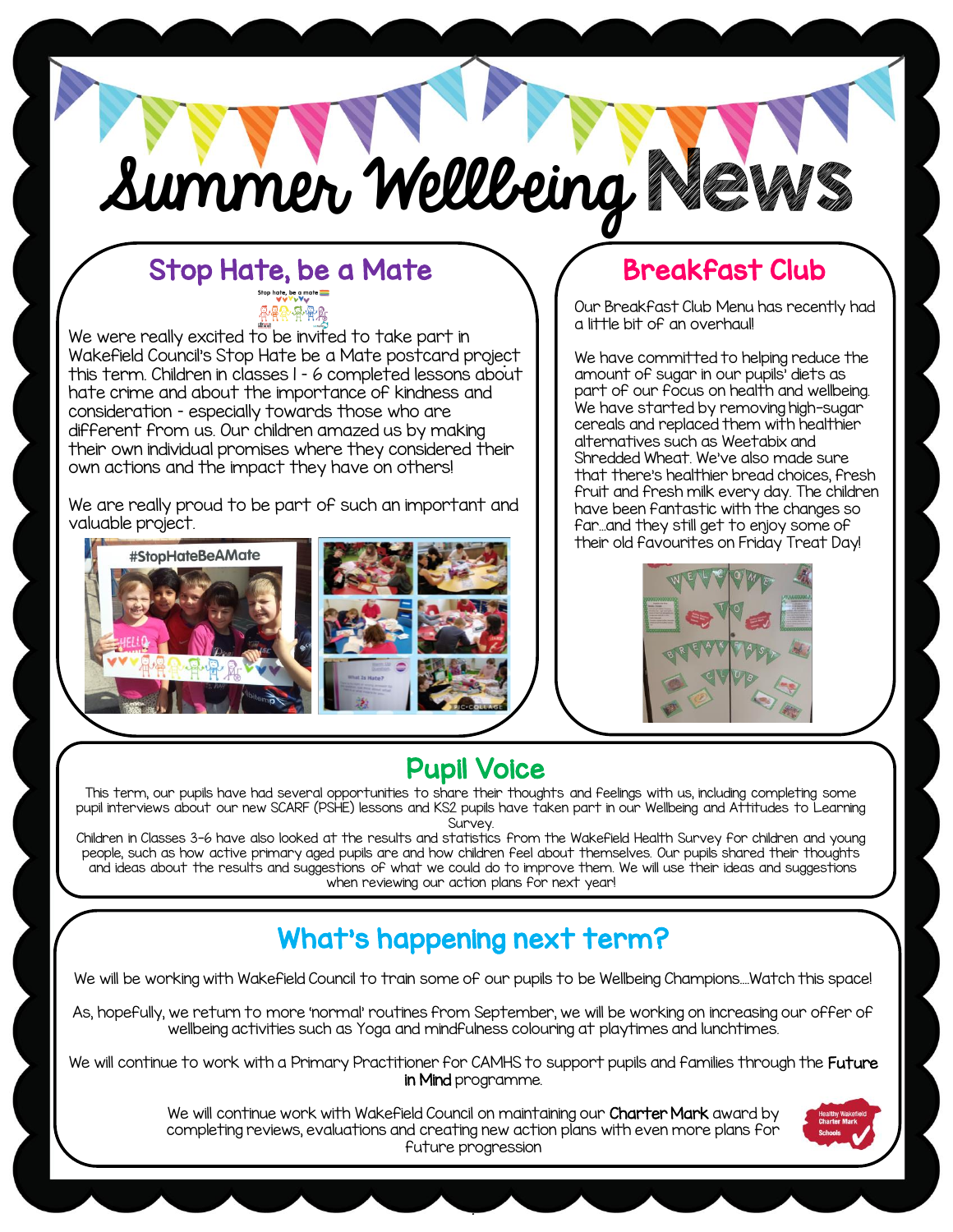# Summer Wellbeing News

## Stop Hate, be a Mate

We were really excited to be invited to take part in Wakefield Council's Stop Hate be a Mate postcard project this term. Children in classes 1 - 6 completed lessons about hate crime and about the importance of kindness and consideration - especially towards those who are different from us. Our children amazed us by making their own individual promises where they considered their own actions and the impact they have on others!

We are really proud to be part of such an important and valuable project.

## Breakfast Club

Our Breakfast Club Menu has recently had a little bit of an overhaul!

We have committed to helping reduce the amount of sugar in our pupils' diets as part of our focus on health and wellbeing. We have started by removing high-sugar cereals and replaced them with healthier alternatives such as Weetabix and Shredded Wheat. We've also made sure that there's healthier bread choices, fresh fruit and fresh milk every day. The children have been fantastic with the changes so far...and they still get to enjoy some of their old favourites on Friday Treat Day!

## Pupil Voice

This term, our pupils have had several opportunities to share their thoughts and feelings with us, including completing some pupil interviews about our new SCARF (PSHE) lessons and KS2 pupils have taken part in our Wellbeing and Attitudes to Learning Survey.

Children in Classes 3-6 have also looked at the results and statistics from the Wakefield Health Survey for children and young people, such as how active primary aged pupils are and how children feel about themselves. Our pupils shared their thoughts and ideas about the results and suggestions of what we could do to improve them. We will use their ideas and suggestions when reviewing our action plans for next year!

## What's happening next term?

We will be working with Wakefield Council to train some of our pupils to be Wellbeing Champions....Watch this space!

As, hopefully, we return to more 'normal' routines from September, we will be working on increasing our offer of wellbeing activities such as Yoga and mindfulness colouring at playtimes and lunchtimes.

We will continue to work with a Primary Practitioner for CAMHS to support pupils and families through the **Future in Mind** programme.

We will continue work with Wakefield Council on maintaining our **Charter Mark** award by completing reviews, evaluations and creating new action plans with even more plans for future progression